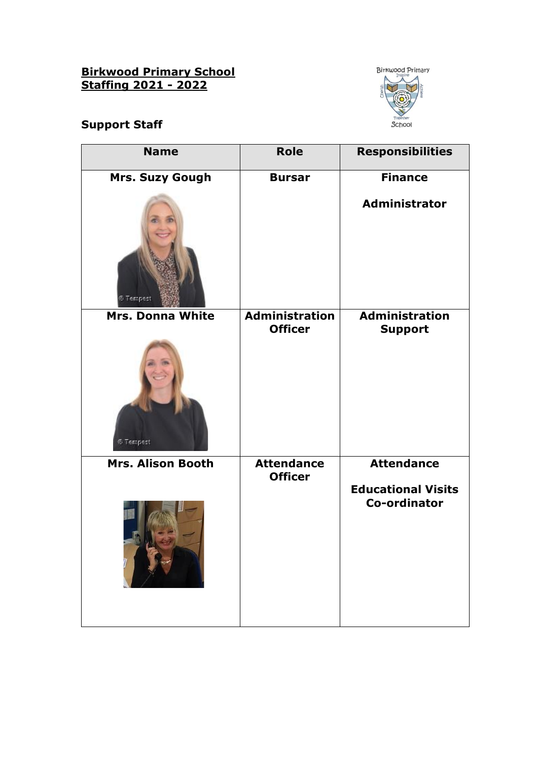**Birkwood Primary School**
**Staffing 2021 - 2022**

### Support Staff

| Name | Role | Responsibilities |
| --- | --- | --- |
| **Mrs. Suzy Gough** | **Bursar** | **Finance**<br><br>**Administrator** |
| **Mrs. Donna White** | **Administration Officer** | **Administration Support** |
| **Mrs. Alison Booth** | **Attendance Officer** | **Attendance**<br><br>**Educational Visits Co-ordinator** |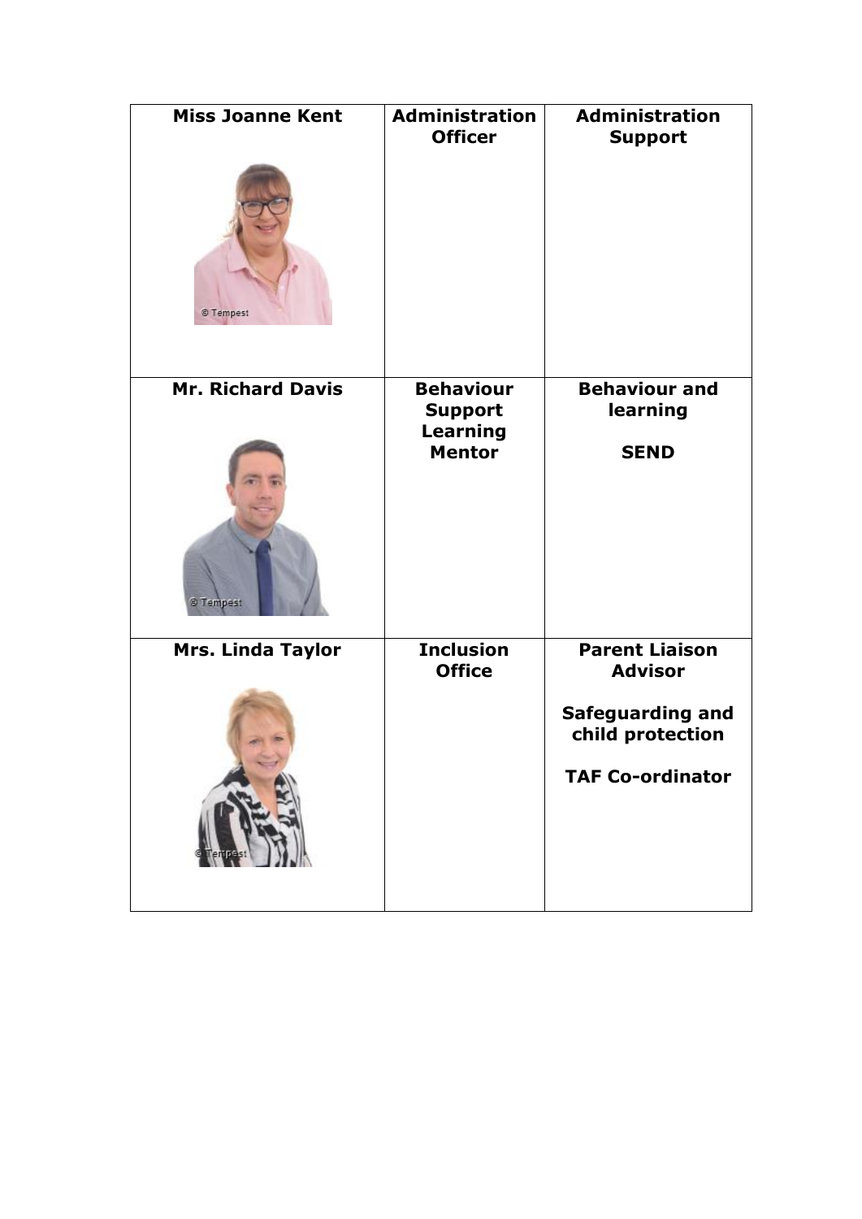| | | |
|---|---|---|
| **Miss Joanne Kent** | **Administration Officer** | **Administration Support** |
| **Mr. Richard Davis** | **Behaviour Support Learning Mentor** | **Behaviour and learning**<br><br>**SEND** |
| **Mrs. Linda Taylor** | **Inclusion Office** | **Parent Liaison Advisor**<br><br>**Safeguarding and child protection**<br><br>**TAF Co-ordinator** |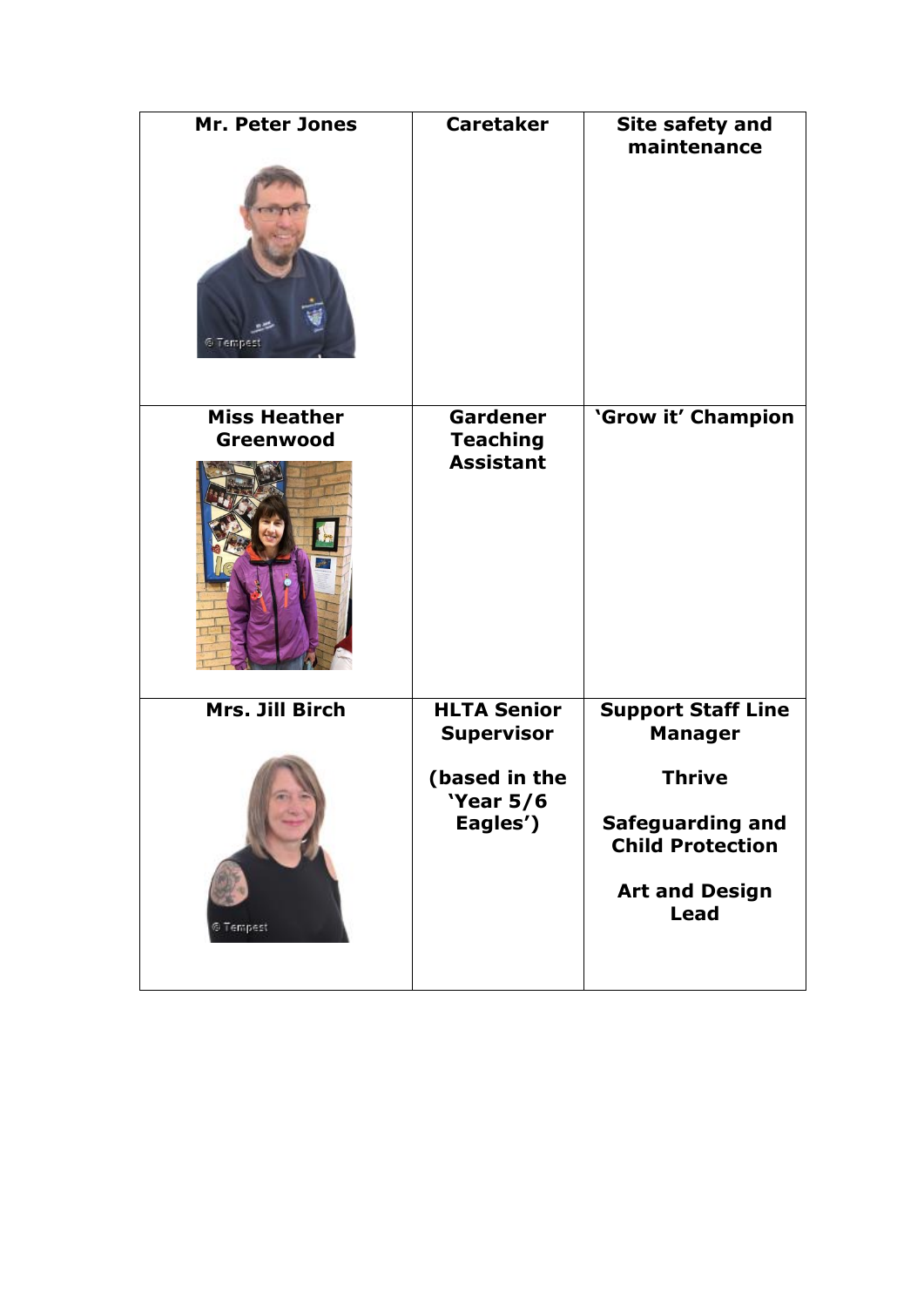| | | |
|---|---|---|
| **Mr. Peter Jones** | **Caretaker** | **Site safety and maintenance** |
| **Miss Heather Greenwood** | **Gardener Teaching Assistant** | **'Grow it' Champion** |
| **Mrs. Jill Birch** | **HLTA Senior Supervisor**<br><br>**(based in the 'Year 5/6 Eagles')** | **Support Staff Line Manager**<br><br>**Thrive**<br><br>**Safeguarding and Child Protection**<br><br>**Art and Design Lead** |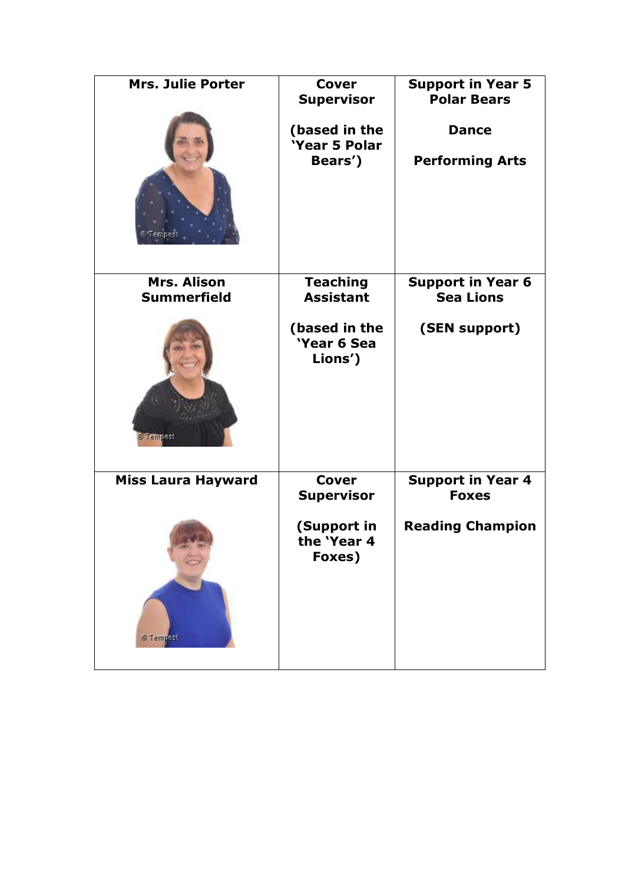| | | |
|---|---|---|
| **Mrs. Julie Porter** | **Cover Supervisor**<br><br>**(based in the 'Year 5 Polar Bears')** | **Support in Year 5 Polar Bears**<br><br>**Dance**<br><br>**Performing Arts** |
| **Mrs. Alison Summerfield** | **Teaching Assistant**<br><br>**(based in the 'Year 6 Sea Lions')** | **Support in Year 6 Sea Lions**<br><br>**(SEN support)** |
| **Miss Laura Hayward** | **Cover Supervisor**<br><br>**(Support in the 'Year 4 Foxes)** | **Support in Year 4 Foxes**<br><br>**Reading Champion** |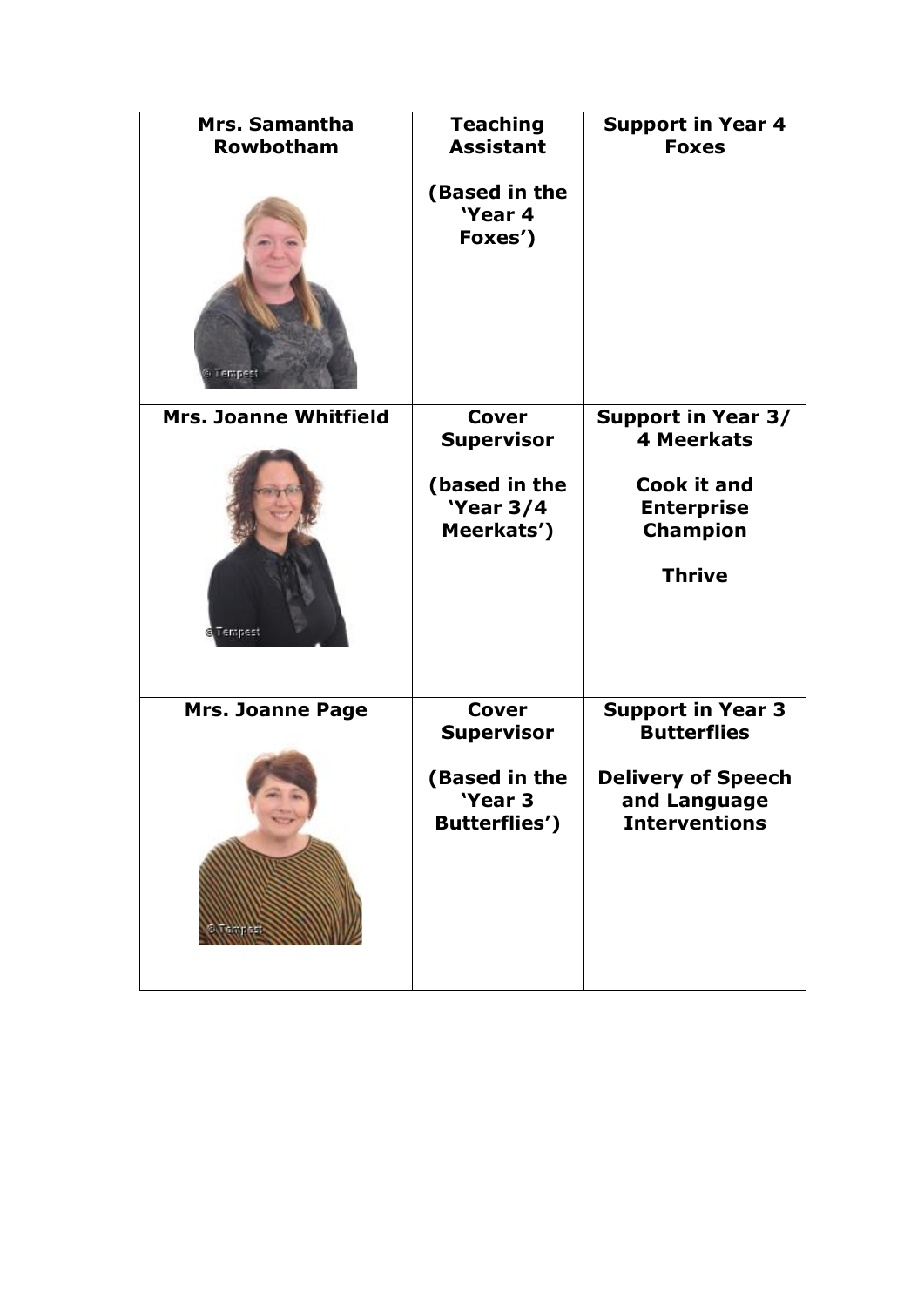| | | |
|---|---|---|
| **Mrs. Samantha Rowbotham** | **Teaching Assistant**<br><br>**(Based in the 'Year 4 Foxes')** | **Support in Year 4 Foxes** |
| **Mrs. Joanne Whitfield** | **Cover Supervisor**<br><br>**(based in the 'Year 3/4 Meerkats')** | **Support in Year 3/ 4 Meerkats**<br><br>**Cook it and Enterprise Champion**<br><br>**Thrive** |
| **Mrs. Joanne Page** | **Cover Supervisor**<br><br>**(Based in the 'Year 3 Butterflies')** | **Support in Year 3 Butterflies**<br><br>**Delivery of Speech and Language Interventions** |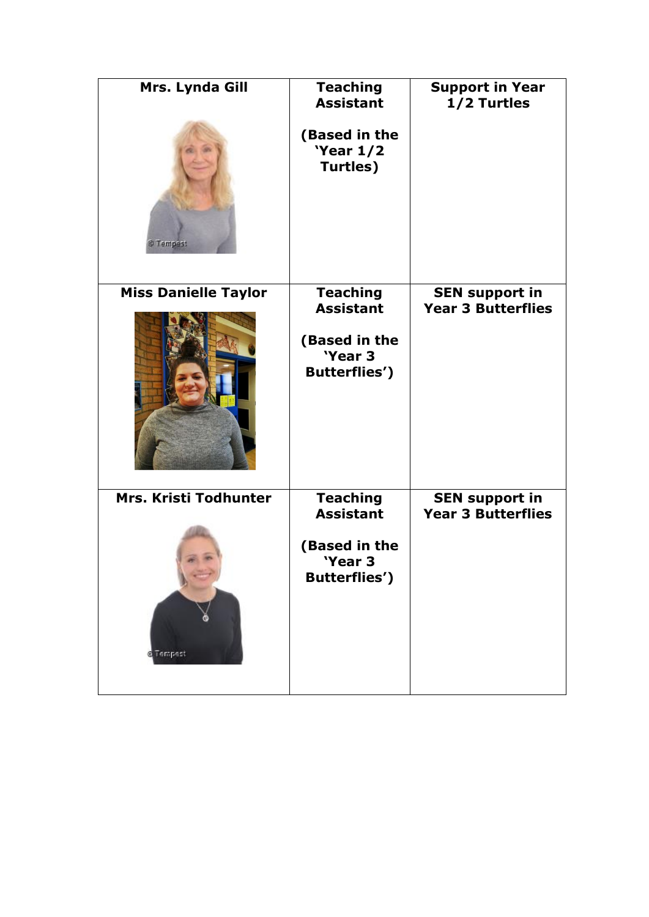| | | |
|---|---|---|
| **Mrs. Lynda Gill** | **Teaching Assistant**<br><br>**(Based in the 'Year 1/2 Turtles)** | **Support in Year 1/2 Turtles** |
| **Miss Danielle Taylor** | **Teaching Assistant**<br><br>**(Based in the 'Year 3 Butterflies')** | **SEN support in Year 3 Butterflies** |
| **Mrs. Kristi Todhunter** | **Teaching Assistant**<br><br>**(Based in the 'Year 3 Butterflies')** | **SEN support in Year 3 Butterflies** |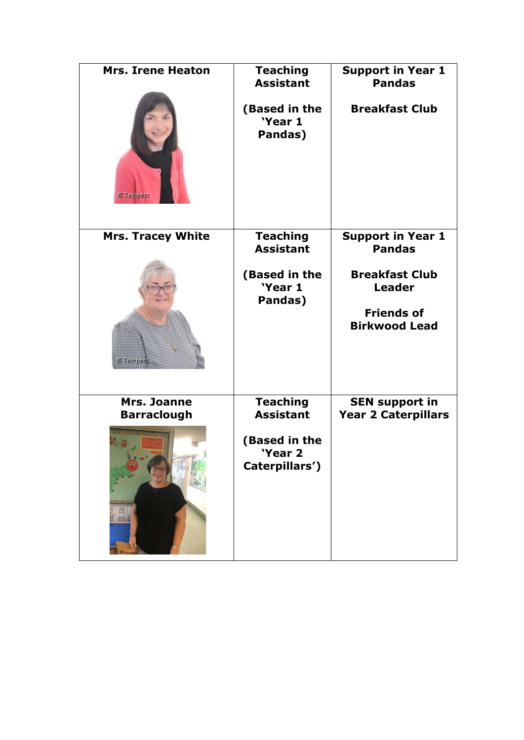| | | |
|---|---|---|
| **Mrs. Irene Heaton** | **Teaching Assistant**<br><br>**(Based in the 'Year 1 Pandas)** | **Support in Year 1 Pandas**<br><br>**Breakfast Club** |
| **Mrs. Tracey White** | **Teaching Assistant**<br><br>**(Based in the 'Year 1 Pandas)** | **Support in Year 1 Pandas**<br><br>**Breakfast Club Leader**<br><br>**Friends of Birkwood Lead** |
| **Mrs. Joanne Barraclough** | **Teaching Assistant**<br><br>**(Based in the 'Year 2 Caterpillars')** | **SEN support in Year 2 Caterpillars** |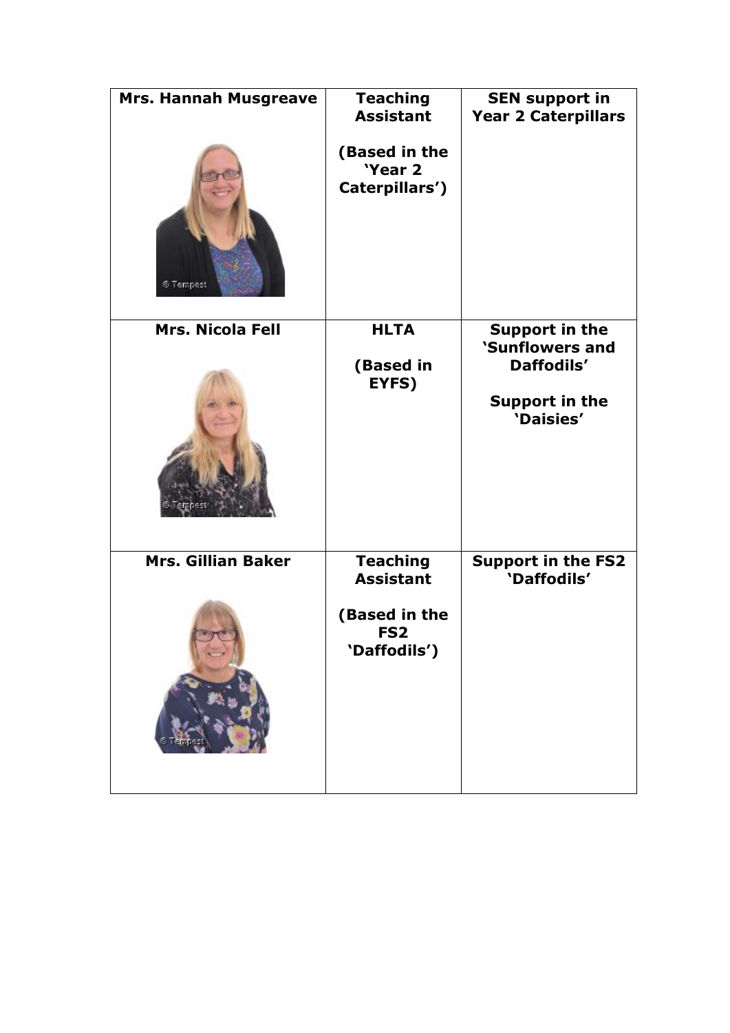| | | |
|---|---|---|
| **Mrs. Hannah Musgreave** | **Teaching Assistant**<br><br>**(Based in the 'Year 2 Caterpillars')** | **SEN support in Year 2 Caterpillars** |
| **Mrs. Nicola Fell** | **HLTA**<br><br>**(Based in EYFS)** | **Support in the 'Sunflowers and Daffodils'**<br><br>**Support in the 'Daisies'** |
| **Mrs. Gillian Baker** | **Teaching Assistant**<br><br>**(Based in the FS2 'Daffodils')** | **Support in the FS2 'Daffodils'** |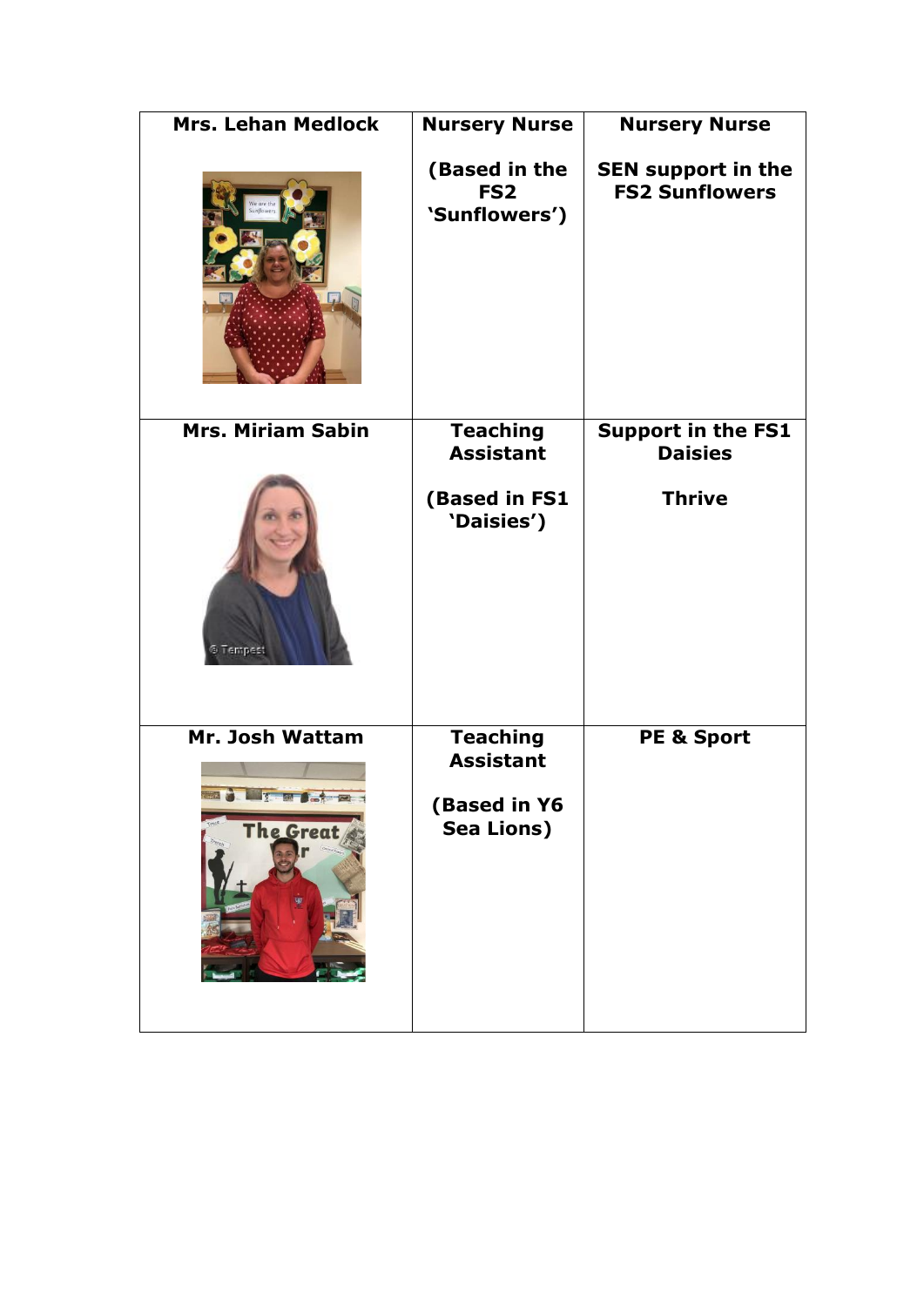| | | |
|---|---|---|
| **Mrs. Lehan Medlock** | **Nursery Nurse**<br><br>**(Based in the FS2 'Sunflowers')** | **Nursery Nurse**<br><br>**SEN support in the FS2 Sunflowers** |
| **Mrs. Miriam Sabin** | **Teaching Assistant**<br><br>**(Based in FS1 'Daisies')** | **Support in the FS1 Daisies**<br><br>**Thrive** |
| **Mr. Josh Wattam** | **Teaching Assistant**<br><br>**(Based in Y6 Sea Lions)** | **PE & Sport** |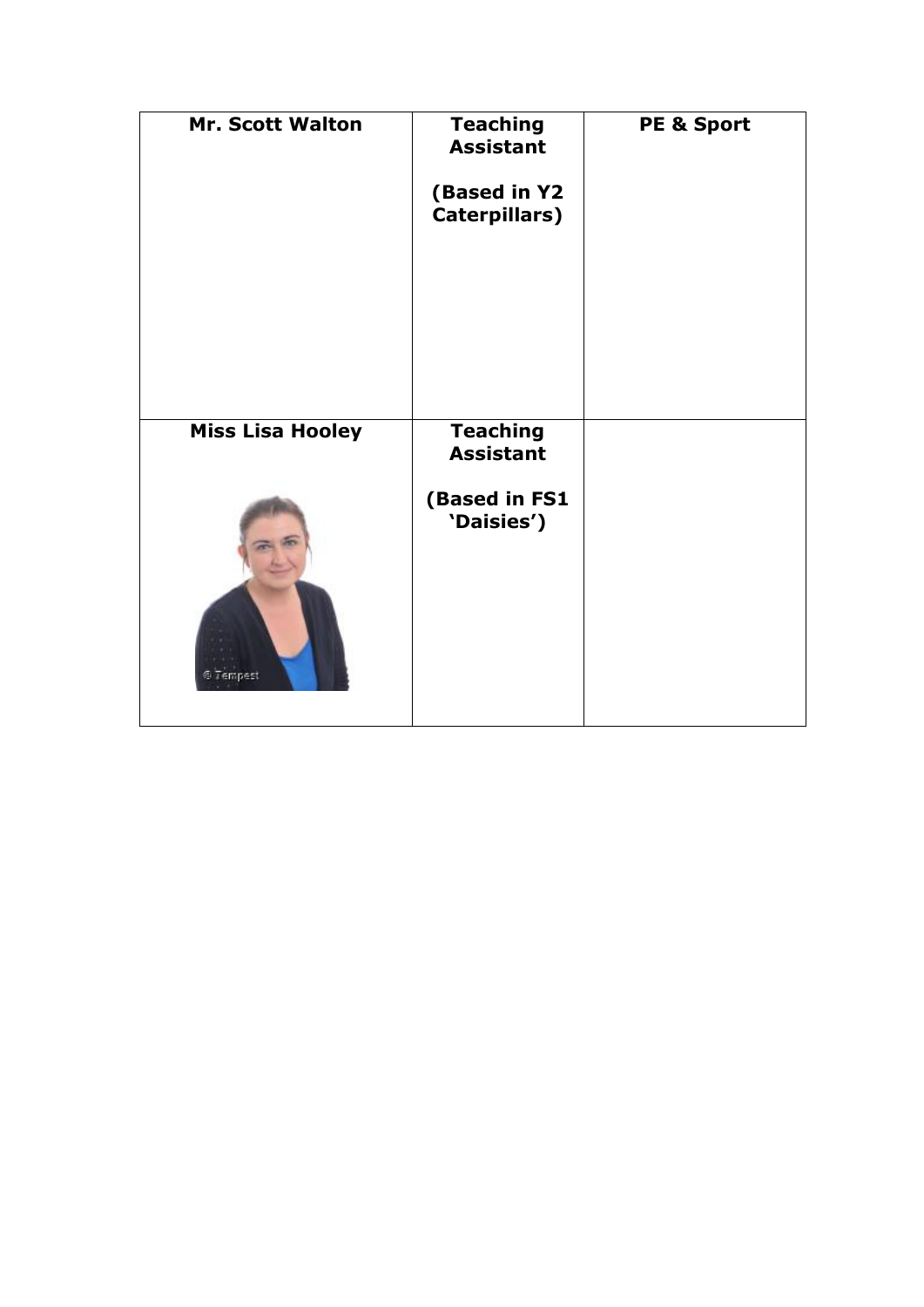| | | |
|---|---|---|
| **Mr. Scott Walton** | **Teaching Assistant**<br><br>**(Based in Y2 Caterpillars)** | **PE & Sport** |
| **Miss Lisa Hooley** | **Teaching Assistant**<br><br>**(Based in FS1 'Daisies')** | |